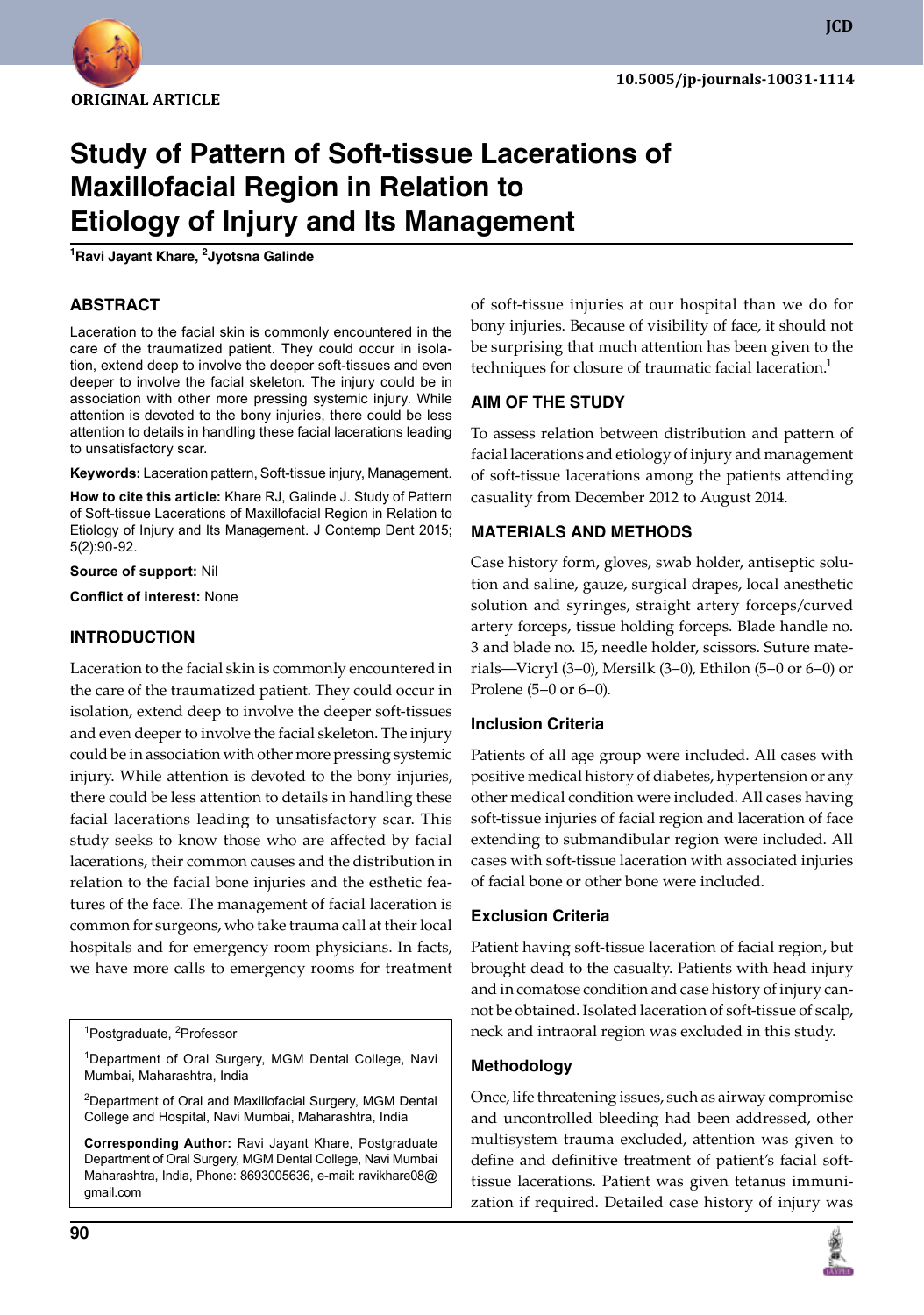ORIGINAL ARTICLE

10.5005/jp-journals-10031-1114

# Study of Pattern of Soft-tissue Lacerations of Maxillofacial Region in Relation to Etiology of Injury and Its Management

[1]Ravi Jayant Khare, [2]Jyotsna Galinde

## ABSTRACT

Laceration to the facial skin is commonly encountered in the care of the traumatized patient. They could occur in isolation, extend deep to involve the deeper soft-tissues and even deeper to involve the facial skeleton. The injury could be in association with other more pressing systemic injury. While attention is devoted to the bony injuries, there could be less attention to details in handling these facial lacerations leading to unsatisfactory scar.

**Keywords:** Laceration pattern, Soft-tissue injury, Management.

**How to cite this article:** Khare RJ, Galinde J. Study of Pattern of Soft-tissue Lacerations of Maxillofacial Region in Relation to Etiology of Injury and Its Management. J Contemp Dent 2015; 5(2):90-92.

**Source of support:** Nil

**Conflict of interest:** None

## INTRODUCTION

Laceration to the facial skin is commonly encountered in the care of the traumatized patient. They could occur in isolation, extend deep to involve the deeper soft-tissues and even deeper to involve the facial skeleton. The injury could be in association with other more pressing systemic injury. While attention is devoted to the bony injuries, there could be less attention to details in handling these facial lacerations leading to unsatisfactory scar. This study seeks to know those who are affected by facial lacerations, their common causes and the distribution in relation to the facial bone injuries and the esthetic features of the face. The management of facial laceration is common for surgeons, who take trauma call at their local hospitals and for emergency room physicians. In facts, we have more calls to emergency rooms for treatment of soft-tissue injuries at our hospital than we do for bony injuries. Because of visibility of face, it should not be surprising that much attention has been given to the techniques for closure of traumatic facial laceration.[1]

[1]Postgraduate, [2]Professor

[1]Department of Oral Surgery, MGM Dental College, Navi Mumbai, Maharashtra, India

[2]Department of Oral and Maxillofacial Surgery, MGM Dental College and Hospital, Navi Mumbai, Maharashtra, India

**Corresponding Author:** Ravi Jayant Khare, Postgraduate Department of Oral Surgery, MGM Dental College, Navi Mumbai Maharashtra, India, Phone: 8693005636, e-mail: ravikhare08@gmail.com

## AIM OF THE STUDY

To assess relation between distribution and pattern of facial lacerations and etiology of injury and management of soft-tissue lacerations among the patients attending casuality from December 2012 to August 2014.

## MATERIALS AND METHODS

Case history form, gloves, swab holder, antiseptic solution and saline, gauze, surgical drapes, local anesthetic solution and syringes, straight artery forceps/curved artery forceps, tissue holding forceps. Blade handle no. 3 and blade no. 15, needle holder, scissors. Suture materials—Vicryl (3–0), Mersilk (3–0), Ethilon (5–0 or 6–0) or Prolene (5–0 or 6–0).

### Inclusion Criteria

Patients of all age group were included. All cases with positive medical history of diabetes, hypertension or any other medical condition were included. All cases having soft-tissue injuries of facial region and laceration of face extending to submandibular region were included. All cases with soft-tissue laceration with associated injuries of facial bone or other bone were included.

### Exclusion Criteria

Patient having soft-tissue laceration of facial region, but brought dead to the casualty. Patients with head injury and in comatose condition and case history of injury cannot be obtained. Isolated laceration of soft-tissue of scalp, neck and intraoral region was excluded in this study.

### Methodology

Once, life threatening issues, such as airway compromise and uncontrolled bleeding had been addressed, other multisystem trauma excluded, attention was given to define and definitive treatment of patient's facial soft-tissue lacerations. Patient was given tetanus immunization if required. Detailed case history of injury was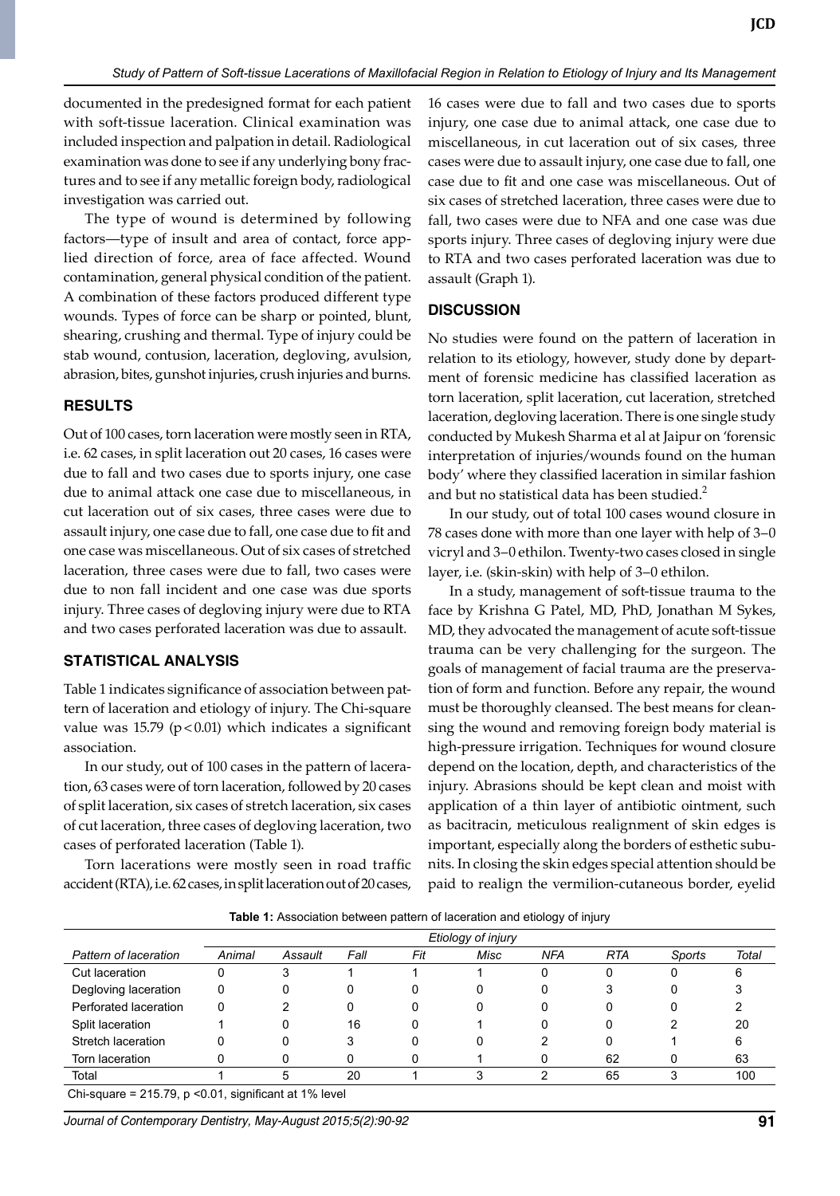documented in the predesigned format for each patient with soft-tissue laceration. Clinical examination was included inspection and palpation in detail. Radiological examination was done to see if any underlying bony fractures and to see if any metallic foreign body, radiological investigation was carried out.

The type of wound is determined by following factors—type of insult and area of contact, force applied direction of force, area of face affected. Wound contamination, general physical condition of the patient. A combination of these factors produced different type wounds. Types of force can be sharp or pointed, blunt, shearing, crushing and thermal. Type of injury could be stab wound, contusion, laceration, degloving, avulsion, abrasion, bites, gunshot injuries, crush injuries and burns.

## RESULTS

Out of 100 cases, torn laceration were mostly seen in RTA, i.e. 62 cases, in split laceration out 20 cases, 16 cases were due to fall and two cases due to sports injury, one case due to animal attack one case due to miscellaneous, in cut laceration out of six cases, three cases were due to assault injury, one case due to fall, one case due to fit and one case was miscellaneous. Out of six cases of stretched laceration, three cases were due to fall, two cases were due to non fall incident and one case was due sports injury. Three cases of degloving injury were due to RTA and two cases perforated laceration was due to assault.

## STATISTICAL ANALYSIS

Table 1 indicates significance of association between pattern of laceration and etiology of injury. The Chi-square value was 15.79 ($p < 0.01$) which indicates a significant association.

In our study, out of 100 cases in the pattern of laceration, 63 cases were of torn laceration, followed by 20 cases of split laceration, six cases of stretch laceration, six cases of cut laceration, three cases of degloving laceration, two cases of perforated laceration (Table 1).

Torn lacerations were mostly seen in road traffic accident (RTA), i.e. 62 cases, in split laceration out of 20 cases, 16 cases were due to fall and two cases due to sports injury, one case due to animal attack, one case due to miscellaneous, in cut laceration out of six cases, three cases were due to assault injury, one case due to fall, one case due to fit and one case was miscellaneous. Out of six cases of stretched laceration, three cases were due to fall, two cases were due to NFA and one case was due sports injury. Three cases of degloving injury were due to RTA and two cases perforated laceration was due to assault (Graph 1).

## DISCUSSION

No studies were found on the pattern of laceration in relation to its etiology, however, study done by department of forensic medicine has classified laceration as torn laceration, split laceration, cut laceration, stretched laceration, degloving laceration. There is one single study conducted by Mukesh Sharma et al at Jaipur on 'forensic interpretation of injuries/wounds found on the human body' where they classified laceration in similar fashion and but no statistical data has been studied.[2]

In our study, out of total 100 cases wound closure in 78 cases done with more than one layer with help of 3–0 vicryl and 3–0 ethilon. Twenty-two cases closed in single layer, i.e. (skin-skin) with help of 3–0 ethilon.

In a study, management of soft-tissue trauma to the face by Krishna G Patel, MD, PhD, Jonathan M Sykes, MD, they advocated the management of acute soft-tissue trauma can be very challenging for the surgeon. The goals of management of facial trauma are the preservation of form and function. Before any repair, the wound must be thoroughly cleansed. The best means for cleansing the wound and removing foreign body material is high-pressure irrigation. Techniques for wound closure depend on the location, depth, and characteristics of the injury. Abrasions should be kept clean and moist with application of a thin layer of antibiotic ointment, such as bacitracin, meticulous realignment of skin edges is important, especially along the borders of esthetic subunits. In closing the skin edges special attention should be paid to realign the vermilion-cutaneous border, eyelid

**Table 1:** Association between pattern of laceration and etiology of injury

| Pattern of laceration | Etiology of injury | | | | | | | | |
|---|---|---|---|---|---|---|---|---|---|
| | *Animal* | *Assault* | *Fall* | *Fit* | *Misc* | *NFA* | *RTA* | *Sports* | *Total* |
| Cut laceration | 0 | 3 | 1 | 1 | 1 | 0 | 0 | 0 | 6 |
| Degloving laceration | 0 | 0 | 0 | 0 | 0 | 0 | 3 | 0 | 3 |
| Perforated laceration | 0 | 2 | 0 | 0 | 0 | 0 | 0 | 0 | 2 |
| Split laceration | 1 | 0 | 16 | 0 | 1 | 0 | 0 | 2 | 20 |
| Stretch laceration | 0 | 0 | 3 | 0 | 0 | 2 | 0 | 1 | 6 |
| Torn laceration | 0 | 0 | 0 | 0 | 1 | 0 | 62 | 0 | 63 |
| Total | 1 | 5 | 20 | 1 | 3 | 2 | 65 | 3 | 100 |

Chi-square = 215.79, $p < 0.01$, significant at 1% level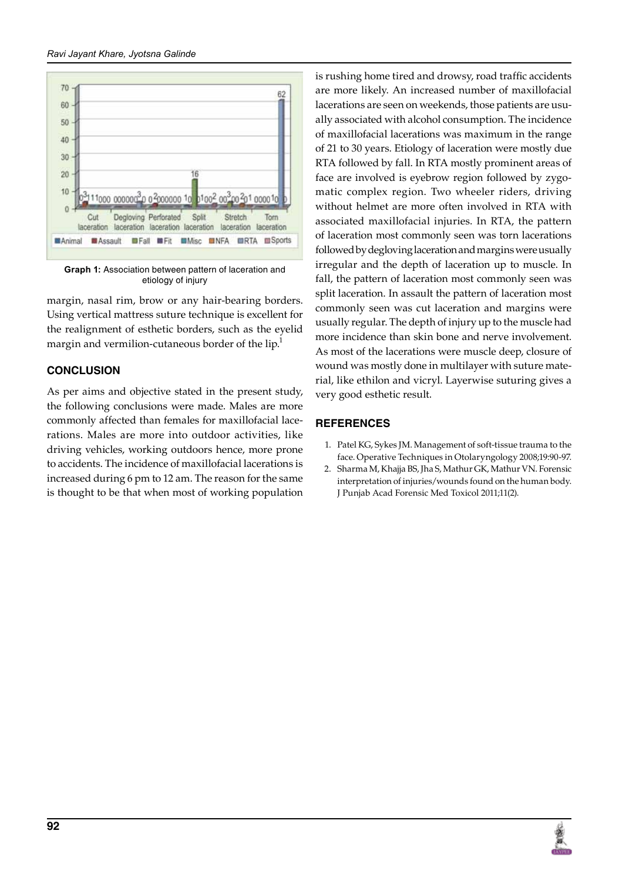70
60
50
40
30
20
10
0

62

16

Cut laceration
Degloving laceration
Perforated laceration
Split laceration
Stretch laceration
Torn laceration

Animal
Assault
Fall
Fit
Misc
NFA
RTA
Sports

**Graph 1:** Association between pattern of laceration and etiology of injury

margin, nasal rim, brow or any hair-bearing borders. Using vertical mattress suture technique is excellent for the realignment of esthetic borders, such as the eyelid margin and vermilion-cutaneous border of the lip.[1]

## CONCLUSION

As per aims and objective stated in the present study, the following conclusions were made. Males are more commonly affected than females for maxillofacial lacerations. Males are more into outdoor activities, like driving vehicles, working outdoors hence, more prone to accidents. The incidence of maxillofacial lacerations is increased during 6 pm to 12 am. The reason for the same is thought to be that when most of working population is rushing home tired and drowsy, road traffic accidents are more likely. An increased number of maxillofacial lacerations are seen on weekends, those patients are usually associated with alcohol consumption. The incidence of maxillofacial lacerations was maximum in the range of 21 to 30 years. Etiology of laceration were mostly due RTA followed by fall. In RTA mostly prominent areas of face are involved is eyebrow region followed by zygomatic complex region. Two wheeler riders, driving without helmet are more often involved in RTA with associated maxillofacial injuries. In RTA, the pattern of laceration most commonly seen was torn lacerations followed by degloving laceration and margins were usually irregular and the depth of laceration up to muscle. In fall, the pattern of laceration most commonly seen was split laceration. In assault the pattern of laceration most commonly seen was cut laceration and margins were usually regular. The depth of injury up to the muscle had more incidence than skin bone and nerve involvement. As most of the lacerations were muscle deep, closure of wound was mostly done in multilayer with suture material, like ethilon and vicryl. Layerwise suturing gives a very good esthetic result.

## REFERENCES

1. Patel KG, Sykes JM. Management of soft-tissue trauma to the face. Operative Techniques in Otolaryngology 2008;19:90-97.
2. Sharma M, Khajja BS, Jha S, Mathur GK, Mathur VN. Forensic interpretation of injuries/wounds found on the human body. J Punjab Acad Forensic Med Toxicol 2011;11(2).